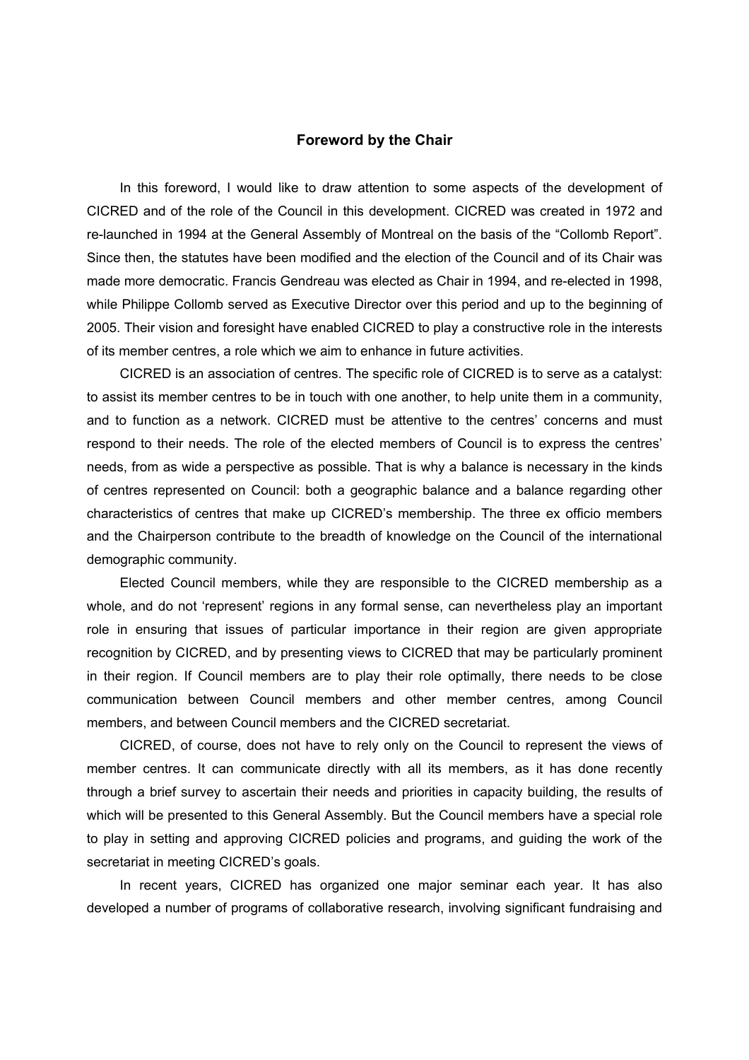## Foreword by the Chair

In this foreword, I would like to draw attention to some aspects of the development of CICRED and of the role of the Council in this development. CICRED was created in 1972 and re-launched in 1994 at the General Assembly of Montreal on the basis of the "Collomb Report". Since then, the statutes have been modified and the election of the Council and of its Chair was made more democratic. Francis Gendreau was elected as Chair in 1994, and re-elected in 1998, while Philippe Collomb served as Executive Director over this period and up to the beginning of 2005. Their vision and foresight have enabled CICRED to play a constructive role in the interests of its member centres, a role which we aim to enhance in future activities.

CICRED is an association of centres. The specific role of CICRED is to serve as a catalyst: to assist its member centres to be in touch with one another, to help unite them in a community, and to function as a network. CICRED must be attentive to the centres' concerns and must respond to their needs. The role of the elected members of Council is to express the centres' needs, from as wide a perspective as possible. That is why a balance is necessary in the kinds of centres represented on Council: both a geographic balance and a balance regarding other characteristics of centres that make up CICRED's membership. The three ex officio members and the Chairperson contribute to the breadth of knowledge on the Council of the international demographic community.

Elected Council members, while they are responsible to the CICRED membership as a whole, and do not 'represent' regions in any formal sense, can nevertheless play an important role in ensuring that issues of particular importance in their region are given appropriate recognition by CICRED, and by presenting views to CICRED that may be particularly prominent in their region. If Council members are to play their role optimally, there needs to be close communication between Council members and other member centres, among Council members, and between Council members and the CICRED secretariat.

CICRED, of course, does not have to rely only on the Council to represent the views of member centres. It can communicate directly with all its members, as it has done recently through a brief survey to ascertain their needs and priorities in capacity building, the results of which will be presented to this General Assembly. But the Council members have a special role to play in setting and approving CICRED policies and programs, and guiding the work of the secretariat in meeting CICRED's goals.

In recent years, CICRED has organized one major seminar each year. It has also developed a number of programs of collaborative research, involving significant fundraising and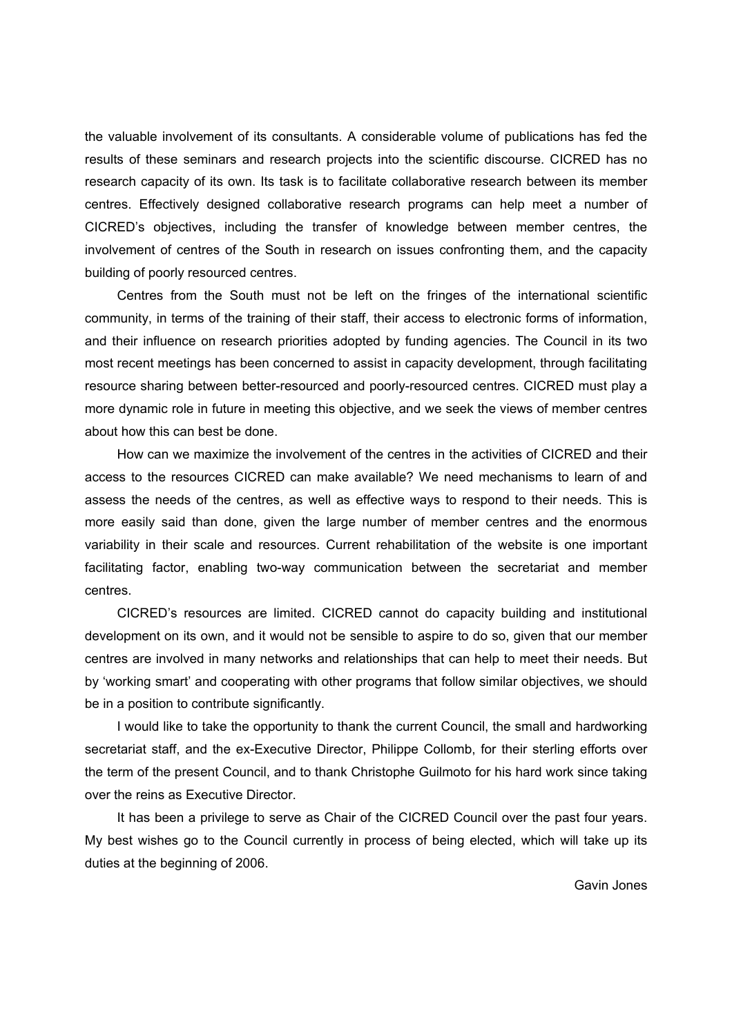the valuable involvement of its consultants. A considerable volume of publications has fed the results of these seminars and research projects into the scientific discourse. CICRED has no research capacity of its own. Its task is to facilitate collaborative research between its member centres. Effectively designed collaborative research programs can help meet a number of CICRED's objectives, including the transfer of knowledge between member centres, the involvement of centres of the South in research on issues confronting them, and the capacity building of poorly resourced centres.

Centres from the South must not be left on the fringes of the international scientific community, in terms of the training of their staff, their access to electronic forms of information, and their influence on research priorities adopted by funding agencies. The Council in its two most recent meetings has been concerned to assist in capacity development, through facilitating resource sharing between better-resourced and poorly-resourced centres. CICRED must play a more dynamic role in future in meeting this objective, and we seek the views of member centres about how this can best be done.

How can we maximize the involvement of the centres in the activities of CICRED and their access to the resources CICRED can make available? We need mechanisms to learn of and assess the needs of the centres, as well as effective ways to respond to their needs. This is more easily said than done, given the large number of member centres and the enormous variability in their scale and resources. Current rehabilitation of the website is one important facilitating factor, enabling two-way communication between the secretariat and member centres.

CICRED's resources are limited. CICRED cannot do capacity building and institutional development on its own, and it would not be sensible to aspire to do so, given that our member centres are involved in many networks and relationships that can help to meet their needs. But by 'working smart' and cooperating with other programs that follow similar objectives, we should be in a position to contribute significantly.

I would like to take the opportunity to thank the current Council, the small and hardworking secretariat staff, and the ex-Executive Director, Philippe Collomb, for their sterling efforts over the term of the present Council, and to thank Christophe Guilmoto for his hard work since taking over the reins as Executive Director.

It has been a privilege to serve as Chair of the CICRED Council over the past four years. My best wishes go to the Council currently in process of being elected, which will take up its duties at the beginning of 2006.

Gavin Jones